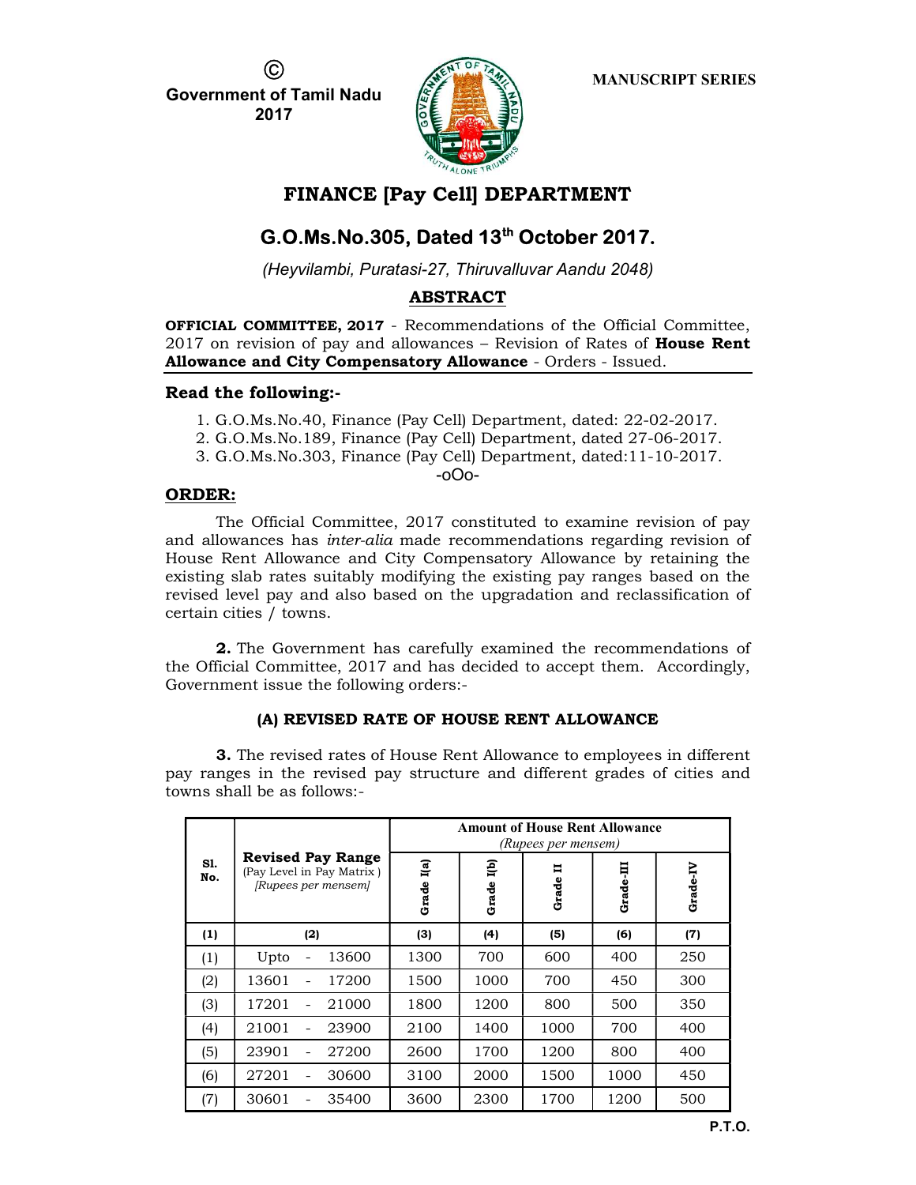© Government of Tamil Nadu 2017

MANUSCRIPT SERIES

# FINANCE [Pay Cell] DEPARTMENT

## G.O.Ms.No.305, Dated 13th October 2017.

*(Heyvilambi, Puratasi-27, Thiruvalluvar Aandu 2048)*

### ABSTRACT

**OFFICIAL COMMITTEE, 2017** - Recommendations of the Official Committee, 2017 on revision of pay and allowances – Revision of Rates of **House Rent Allowance and City Compensatory Allowance** - Orders - Issued.

---

### Read the following:-

1. G.O.Ms.No.40, Finance (Pay Cell) Department, dated: 22-02-2017.
2. G.O.Ms.No.189, Finance (Pay Cell) Department, dated 27-06-2017.
3. G.O.Ms.No.303, Finance (Pay Cell) Department, dated:11-10-2017.

-oOo-

### ORDER:

The Official Committee, 2017 constituted to examine revision of pay and allowances has *inter-alia* made recommendations regarding revision of House Rent Allowance and City Compensatory Allowance by retaining the existing slab rates suitably modifying the existing pay ranges based on the revised level pay and also based on the upgradation and reclassification of certain cities / towns.

**2.** The Government has carefully examined the recommendations of the Official Committee, 2017 and has decided to accept them. Accordingly, Government issue the following orders:-

#### (A) REVISED RATE OF HOUSE RENT ALLOWANCE

**3.** The revised rates of House Rent Allowance to employees in different pay ranges in the revised pay structure and different grades of cities and towns shall be as follows:-

| Sl. No. | Revised Pay Range (Pay Level in Pay Matrix) [Rupees per mensem] | Amount of House Rent Allowance (Rupees per mensem) | | | | |
|---|---|---|---|---|---|---|
| | | Grade I(a) | Grade I(b) | Grade II | Grade-III | Grade-IV |
| (1) | (2) | (3) | (4) | (5) | (6) | (7) |
| (1) | Upto - 13600 | 1300 | 700 | 600 | 400 | 250 |
| (2) | 13601 - 17200 | 1500 | 1000 | 700 | 450 | 300 |
| (3) | 17201 - 21000 | 1800 | 1200 | 800 | 500 | 350 |
| (4) | 21001 - 23900 | 2100 | 1400 | 1000 | 700 | 400 |
| (5) | 23901 - 27200 | 2600 | 1700 | 1200 | 800 | 400 |
| (6) | 27201 - 30600 | 3100 | 2000 | 1500 | 1000 | 450 |
| (7) | 30601 - 35400 | 3600 | 2300 | 1700 | 1200 | 500 |

P.T.O.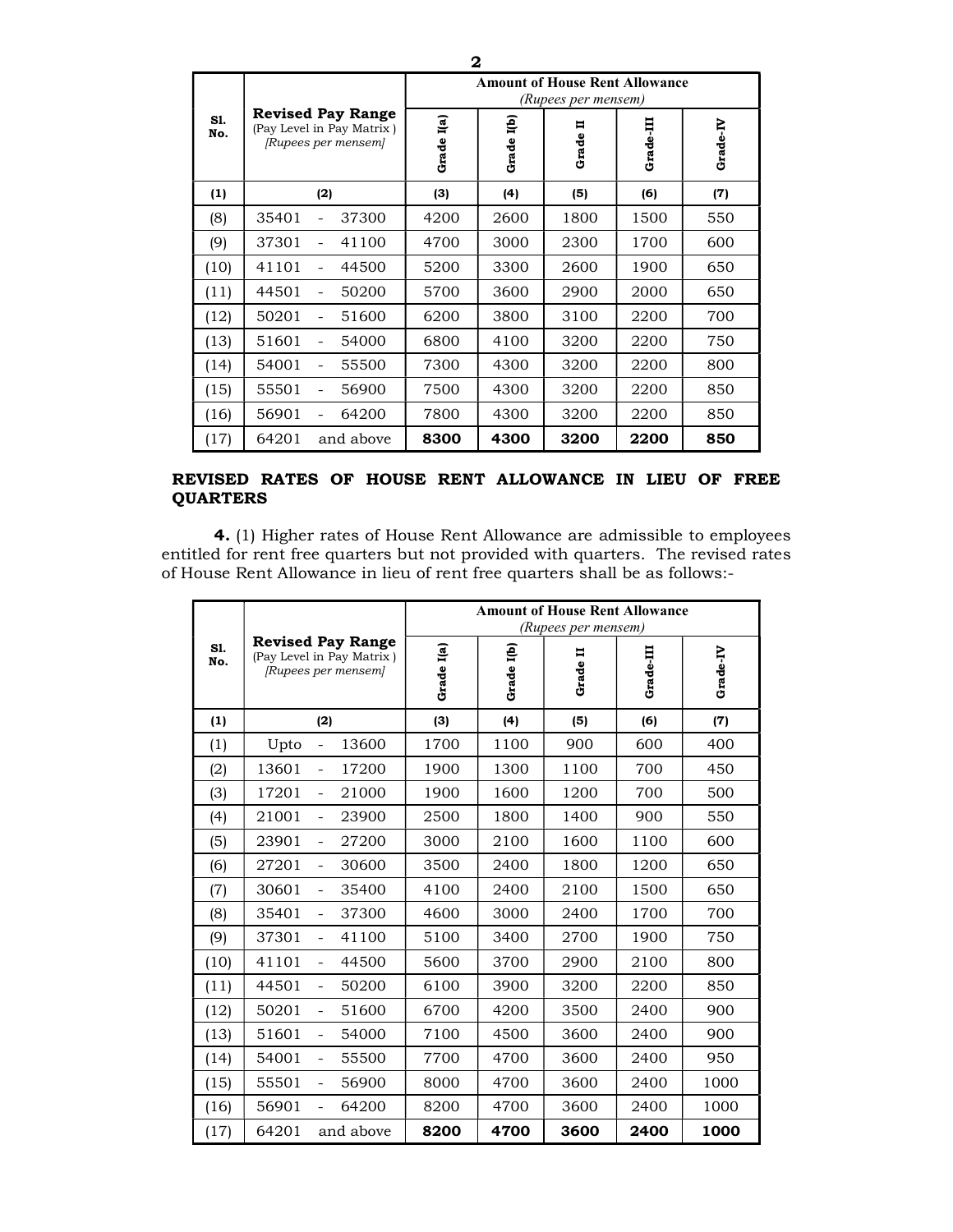| Sl. No. | Revised Pay Range (Pay Level in Pay Matrix ) *[Rupees per mensem]* | Amount of House Rent Allowance *(Rupees per mensem)* | | | | |
|---|---|---|---|---|---|---|
| | | Grade I(a) | Grade I(b) | Grade II | Grade-III | Grade-IV |
| (1) | (2) | (3) | (4) | (5) | (6) | (7) |
| (8) | 35401 - 37300 | 4200 | 2600 | 1800 | 1500 | 550 |
| (9) | 37301 - 41100 | 4700 | 3000 | 2300 | 1700 | 600 |
| (10) | 41101 - 44500 | 5200 | 3300 | 2600 | 1900 | 650 |
| (11) | 44501 - 50200 | 5700 | 3600 | 2900 | 2000 | 650 |
| (12) | 50201 - 51600 | 6200 | 3800 | 3100 | 2200 | 700 |
| (13) | 51601 - 54000 | 6800 | 4100 | 3200 | 2200 | 750 |
| (14) | 54001 - 55500 | 7300 | 4300 | 3200 | 2200 | 800 |
| (15) | 55501 - 56900 | 7500 | 4300 | 3200 | 2200 | 850 |
| (16) | 56901 - 64200 | 7800 | 4300 | 3200 | 2200 | 850 |
| (17) | 64201 and above | **8300** | **4300** | **3200** | **2200** | **850** |

**REVISED RATES OF HOUSE RENT ALLOWANCE IN LIEU OF FREE QUARTERS**

**4.** (1) Higher rates of House Rent Allowance are admissible to employees entitled for rent free quarters but not provided with quarters. The revised rates of House Rent Allowance in lieu of rent free quarters shall be as follows:-

| Sl. No. | Revised Pay Range (Pay Level in Pay Matrix ) *[Rupees per mensem]* | Amount of House Rent Allowance *(Rupees per mensem)* | | | | |
|---|---|---|---|---|---|---|
| | | Grade I(a) | Grade I(b) | Grade II | Grade-III | Grade-IV |
| (1) | (2) | (3) | (4) | (5) | (6) | (7) |
| (1) | Upto - 13600 | 1700 | 1100 | 900 | 600 | 400 |
| (2) | 13601 - 17200 | 1900 | 1300 | 1100 | 700 | 450 |
| (3) | 17201 - 21000 | 1900 | 1600 | 1200 | 700 | 500 |
| (4) | 21001 - 23900 | 2500 | 1800 | 1400 | 900 | 550 |
| (5) | 23901 - 27200 | 3000 | 2100 | 1600 | 1100 | 600 |
| (6) | 27201 - 30600 | 3500 | 2400 | 1800 | 1200 | 650 |
| (7) | 30601 - 35400 | 4100 | 2400 | 2100 | 1500 | 650 |
| (8) | 35401 - 37300 | 4600 | 3000 | 2400 | 1700 | 700 |
| (9) | 37301 - 41100 | 5100 | 3400 | 2700 | 1900 | 750 |
| (10) | 41101 - 44500 | 5600 | 3700 | 2900 | 2100 | 800 |
| (11) | 44501 - 50200 | 6100 | 3900 | 3200 | 2200 | 850 |
| (12) | 50201 - 51600 | 6700 | 4200 | 3500 | 2400 | 900 |
| (13) | 51601 - 54000 | 7100 | 4500 | 3600 | 2400 | 900 |
| (14) | 54001 - 55500 | 7700 | 4700 | 3600 | 2400 | 950 |
| (15) | 55501 - 56900 | 8000 | 4700 | 3600 | 2400 | 1000 |
| (16) | 56901 - 64200 | 8200 | 4700 | 3600 | 2400 | 1000 |
| (17) | 64201 and above | **8200** | **4700** | **3600** | **2400** | **1000** |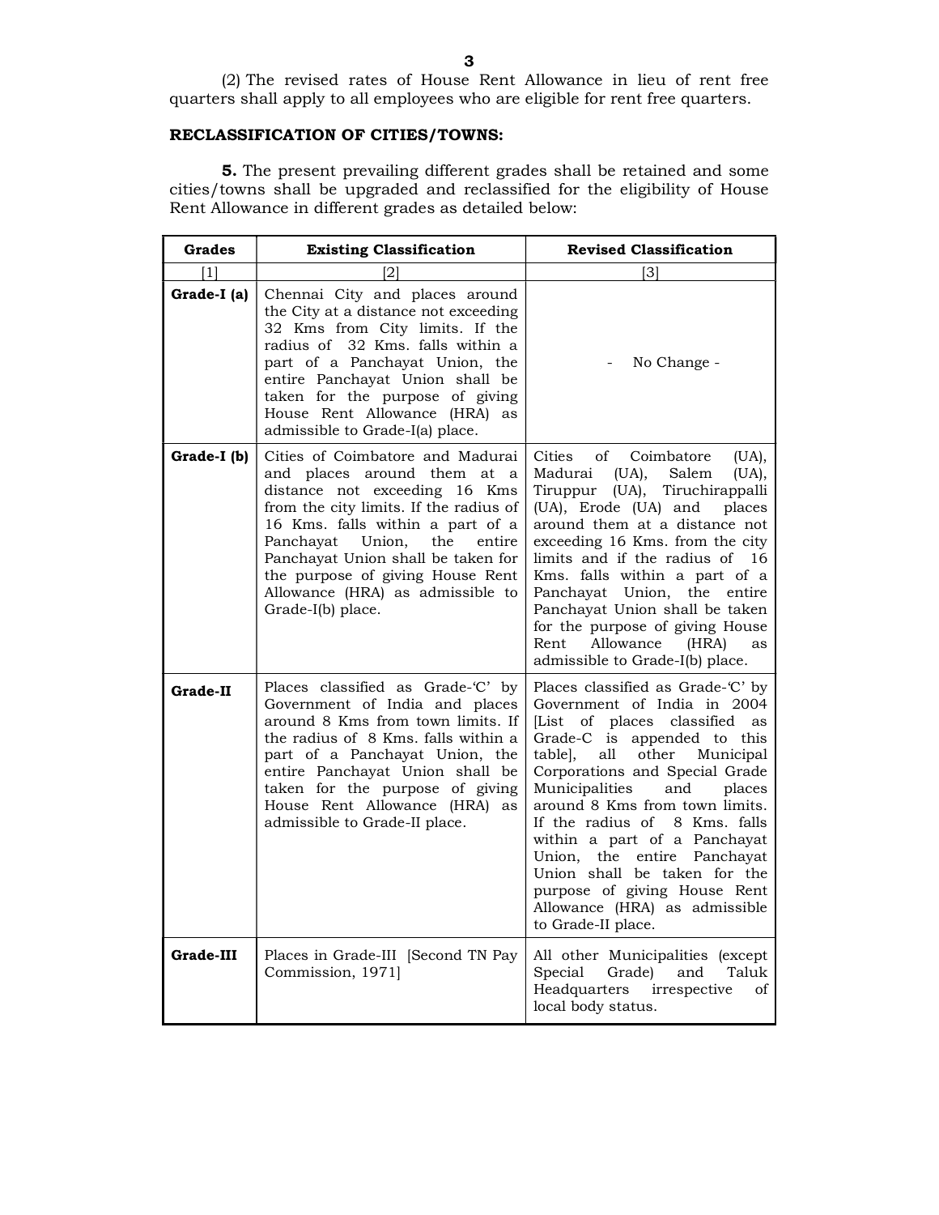(2) The revised rates of House Rent Allowance in lieu of rent free quarters shall apply to all employees who are eligible for rent free quarters.

**RECLASSIFICATION OF CITIES/TOWNS:**

**5.** The present prevailing different grades shall be retained and some cities/towns shall be upgraded and reclassified for the eligibility of House Rent Allowance in different grades as detailed below:

| Grades | Existing Classification | Revised Classification |
|---|---|---|
| [1] | [2] | [3] |
| **Grade-I (a)** | Chennai City and places around the City at a distance not exceeding 32 Kms from City limits. If the radius of 32 Kms. falls within a part of a Panchayat Union, the entire Panchayat Union shall be taken for the purpose of giving House Rent Allowance (HRA) as admissible to Grade-I(a) place. | - No Change - |
| **Grade-I (b)** | Cities of Coimbatore and Madurai and places around them at a distance not exceeding 16 Kms from the city limits. If the radius of 16 Kms. falls within a part of a Panchayat Union, the entire Panchayat Union shall be taken for the purpose of giving House Rent Allowance (HRA) as admissible to Grade-I(b) place. | Cities of Coimbatore (UA), Madurai (UA), Salem (UA), Tiruppur (UA), Tiruchirappalli (UA), Erode (UA) and places around them at a distance not exceeding 16 Kms. from the city limits and if the radius of 16 Kms. falls within a part of a Panchayat Union, the entire Panchayat Union shall be taken for the purpose of giving House Rent Allowance (HRA) as admissible to Grade-I(b) place. |
| **Grade-II** | Places classified as Grade-'C' by Government of India and places around 8 Kms from town limits. If the radius of 8 Kms. falls within a part of a Panchayat Union, the entire Panchayat Union shall be taken for the purpose of giving House Rent Allowance (HRA) as admissible to Grade-II place. | Places classified as Grade-'C' by Government of India in 2004 [List of places classified as Grade-C is appended to this table], all other Municipal Corporations and Special Grade Municipalities and places around 8 Kms from town limits. If the radius of 8 Kms. falls within a part of a Panchayat Union, the entire Panchayat Union shall be taken for the purpose of giving House Rent Allowance (HRA) as admissible to Grade-II place. |
| **Grade-III** | Places in Grade-III [Second TN Pay Commission, 1971] | All other Municipalities (except Special Grade) and Taluk Headquarters irrespective of local body status. |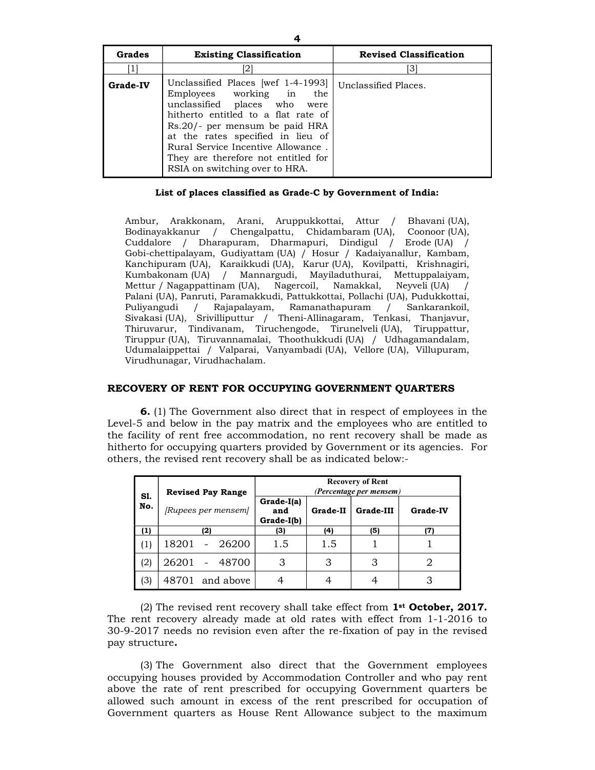| Grades | Existing Classification | Revised Classification |
|---|---|---|
| [1] | [2] | [3] |
| **Grade-IV** | Unclassified Places [wef 1-4-1993] Employees working in the unclassified places who were hitherto entitled to a flat rate of Rs.20/- per mensum be paid HRA at the rates specified in lieu of Rural Service Incentive Allowance . They are therefore not entitled for RSIA on switching over to HRA. | Unclassified Places. |

**List of places classified as Grade-C by Government of India:**

Ambur, Arakkonam, Arani, Aruppukkottai, Attur / Bhavani (UA), Bodinayakkanur / Chengalpattu, Chidambaram (UA), Coonoor (UA), Cuddalore / Dharapuram, Dharmapuri, Dindigul / Erode (UA) / Gobi-chettipalayam, Gudiyattam (UA) / Hosur / Kadayanallur, Kambam, Kanchipuram (UA), Karaikkudi (UA), Karur (UA), Kovilpatti, Krishnagiri, Kumbakonam (UA) / Mannargudi, Mayiladuthurai, Mettuppalaiyam, Mettur / Nagappattinam (UA), Nagercoil, Namakkal, Neyveli (UA) / Palani (UA), Panruti, Paramakkudi, Pattukkottai, Pollachi (UA), Pudukkottai, Puliyangudi / Rajapalayam, Ramanathapuram / Sankarankoil, Sivakasi (UA), Srivilliputtur / Theni-Allinagaram, Tenkasi, Thanjavur, Thiruvarur, Tindivanam, Tiruchengode, Tirunelveli (UA), Tiruppattur, Tiruppur (UA), Tiruvannamalai, Thoothukkudi (UA) / Udhagamandalam, Udumalaippettai / Valparai, Vanyambadi (UA), Vellore (UA), Villupuram, Virudhunagar, Virudhachalam.

## RECOVERY OF RENT FOR OCCUPYING GOVERNMENT QUARTERS

**6.** (1) The Government also direct that in respect of employees in the Level-5 and below in the pay matrix and the employees who are entitled to the facility of rent free accommodation, no rent recovery shall be made as hitherto for occupying quarters provided by Government or its agencies. For others, the revised rent recovery shall be as indicated below:-

| Sl. No. | Revised Pay Range *[Rupees per mensem]* | Recovery of Rent *(Percentage per mensem)* | | | |
|---|---|---|---|---|---|
| | | Grade-I(a) and Grade-I(b) | Grade-II | Grade-III | Grade-IV |
| (1) | (2) | (3) | (4) | (5) | (7) |
| (1) | 18201 - 26200 | 1.5 | 1.5 | 1 | 1 |
| (2) | 26201 - 48700 | 3 | 3 | 3 | 2 |
| (3) | 48701 and above | 4 | 4 | 4 | 3 |

(2) The revised rent recovery shall take effect from **1st October, 2017.** The rent recovery already made at old rates with effect from 1-1-2016 to 30-9-2017 needs no revision even after the re-fixation of pay in the revised pay structure**.**

(3) The Government also direct that the Government employees occupying houses provided by Accommodation Controller and who pay rent above the rate of rent prescribed for occupying Government quarters be allowed such amount in excess of the rent prescribed for occupation of Government quarters as House Rent Allowance subject to the maximum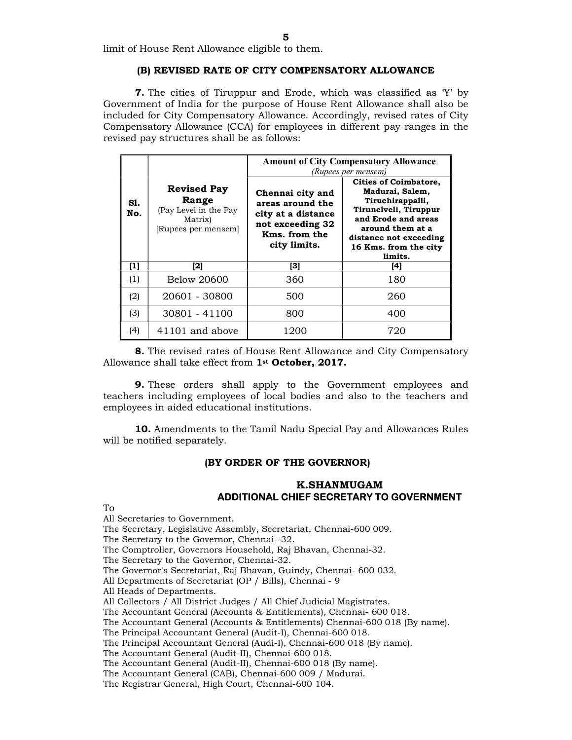limit of House Rent Allowance eligible to them.

### (B) REVISED RATE OF CITY COMPENSATORY ALLOWANCE

**7.** The cities of Tiruppur and Erode, which was classified as 'Y' by Government of India for the purpose of House Rent Allowance shall also be included for City Compensatory Allowance. Accordingly, revised rates of City Compensatory Allowance (CCA) for employees in different pay ranges in the revised pay structures shall be as follows:

| Sl. No. | Revised Pay Range (Pay Level in the Pay Matrix) [Rupees per mensem] | Amount of City Compensatory Allowance *(Rupees per mensem)* | |
|---|---|---|---|
| | | **Chennai city and areas around the city at a distance not exceeding 32 Kms. from the city limits.** | **Cities of Coimbatore, Madurai, Salem, Tiruchirappalli, Tirunelveli, Tiruppur and Erode and areas around them at a distance not exceeding 16 Kms. from the city limits.** |
| [1] | [2] | [3] | [4] |
| (1) | Below 20600 | 360 | 180 |
| (2) | 20601 - 30800 | 500 | 260 |
| (3) | 30801 - 41100 | 800 | 400 |
| (4) | 41101 and above | 1200 | 720 |

**8.** The revised rates of House Rent Allowance and City Compensatory Allowance shall take effect from **1st October, 2017.**

**9.** These orders shall apply to the Government employees and teachers including employees of local bodies and also to the teachers and employees in aided educational institutions.

**10.** Amendments to the Tamil Nadu Special Pay and Allowances Rules will be notified separately.

**(BY ORDER OF THE GOVERNOR)**

**K.SHANMUGAM**
**ADDITIONAL CHIEF SECRETARY TO GOVERNMENT**

To
All Secretaries to Government.
The Secretary, Legislative Assembly, Secretariat, Chennai-600 009.
The Secretary to the Governor, Chennai--32.
The Comptroller, Governors Household, Raj Bhavan, Chennai-32.
The Secretary to the Governor, Chennai-32.
The Governor's Secretariat, Raj Bhavan, Guindy, Chennai- 600 032.
All Departments of Secretariat (OP / Bills), Chennai - 9'
All Heads of Departments.
All Collectors / All District Judges / All Chief Judicial Magistrates.
The Accountant General (Accounts & Entitlements), Chennai- 600 018.
The Accountant General (Accounts & Entitlements) Chennai-600 018 (By name).
The Principal Accountant General (Audit-I), Chennai-600 018.
The Principal Accountant General (Audi-I), Chennai-600 018 (By name).
The Accountant General (Audit-II), Chennai-600 018.
The Accountant General (Audit-II), Chennai-600 018 (By name).
The Accountant General (CAB), Chennai-600 009 / Madurai.
The Registrar General, High Court, Chennai-600 104.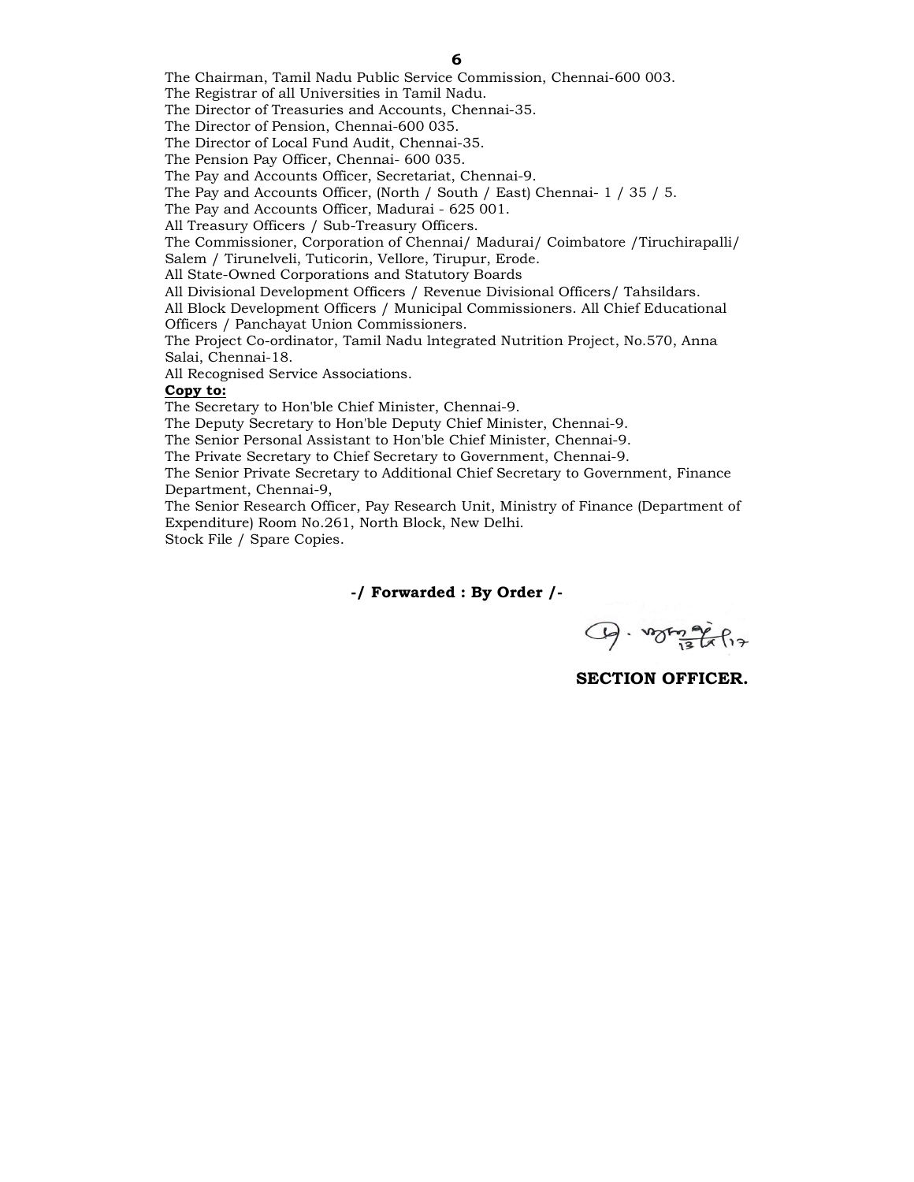The Chairman, Tamil Nadu Public Service Commission, Chennai-600 003.
The Registrar of all Universities in Tamil Nadu.
The Director of Treasuries and Accounts, Chennai-35.
The Director of Pension, Chennai-600 035.
The Director of Local Fund Audit, Chennai-35.
The Pension Pay Officer, Chennai- 600 035.
The Pay and Accounts Officer, Secretariat, Chennai-9.
The Pay and Accounts Officer, (North / South / East) Chennai- 1 / 35 / 5.
The Pay and Accounts Officer, Madurai - 625 001.
All Treasury Officers / Sub-Treasury Officers.
The Commissioner, Corporation of Chennai/ Madurai/ Coimbatore /Tiruchirapalli/ Salem / Tirunelveli, Tuticorin, Vellore, Tirupur, Erode.
All State-Owned Corporations and Statutory Boards
All Divisional Development Officers / Revenue Divisional Officers/ Tahsildars.
All Block Development Officers / Municipal Commissioners. All Chief Educational Officers / Panchayat Union Commissioners.
The Project Co-ordinator, Tamil Nadu lntegrated Nutrition Project, No.570, Anna Salai, Chennai-18.
All Recognised Service Associations.

**Copy to:**

The Secretary to Hon'ble Chief Minister, Chennai-9.
The Deputy Secretary to Hon'ble Deputy Chief Minister, Chennai-9.
The Senior Personal Assistant to Hon'ble Chief Minister, Chennai-9.
The Private Secretary to Chief Secretary to Government, Chennai-9.
The Senior Private Secretary to Additional Chief Secretary to Government, Finance Department, Chennai-9,
The Senior Research Officer, Pay Research Unit, Ministry of Finance (Department of Expenditure) Room No.261, North Block, New Delhi.
Stock File / Spare Copies.

**-/ Forwarded : By Order /-**

**SECTION OFFICER.**